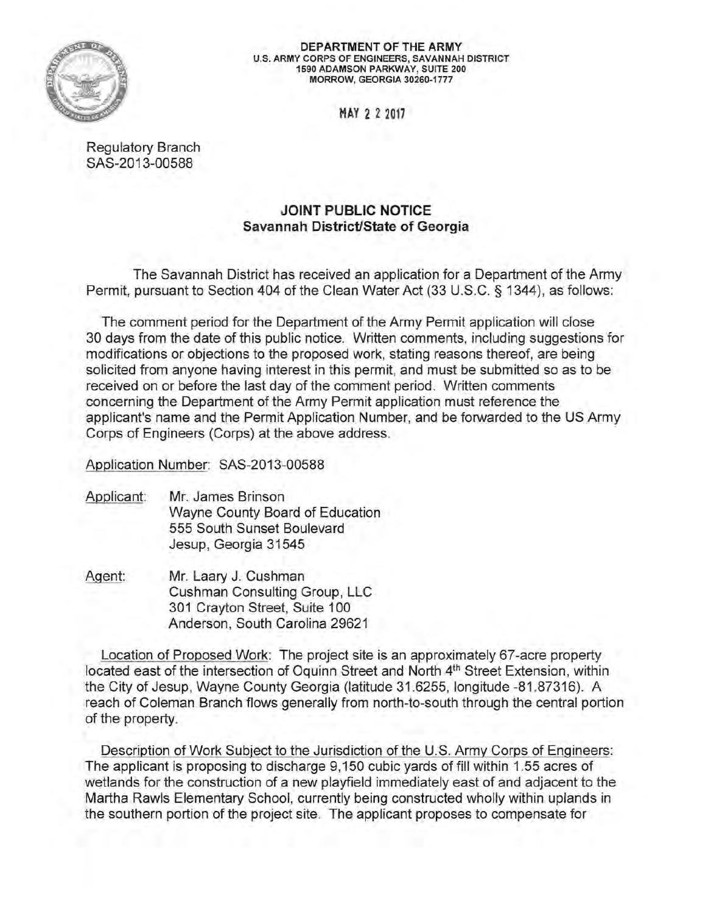**DEPARTMENT OF THE ARMY**
**U.S. ARMY CORPS OF ENGINEERS, SAVANNAH DISTRICT**
**1590 ADAMSON PARKWAY, SUITE 200**
**MORROW, GEORGIA 30260-1777**

MAY 2 2 2017

Regulatory Branch
SAS-2013-00588

## JOINT PUBLIC NOTICE
### Savannah District/State of Georgia

The Savannah District has received an application for a Department of the Army Permit, pursuant to Section 404 of the Clean Water Act (33 U.S.C. § 1344), as follows:

The comment period for the Department of the Army Permit application will close 30 days from the date of this public notice. Written comments, including suggestions for modifications or objections to the proposed work, stating reasons thereof, are being solicited from anyone having interest in this permit, and must be submitted so as to be received on or before the last day of the comment period. Written comments concerning the Department of the Army Permit application must reference the applicant's name and the Permit Application Number, and be forwarded to the US Army Corps of Engineers (Corps) at the above address.

Application Number: SAS-2013-00588

Applicant: Mr. James Brinson
Wayne County Board of Education
555 South Sunset Boulevard
Jesup, Georgia 31545

Agent: Mr. Laary J. Cushman
Cushman Consulting Group, LLC
301 Crayton Street, Suite 100
Anderson, South Carolina 29621

Location of Proposed Work: The project site is an approximately 67-acre property located east of the intersection of Oquinn Street and North 4th Street Extension, within the City of Jesup, Wayne County Georgia (latitude 31.6255, longitude -81.87316). A reach of Coleman Branch flows generally from north-to-south through the central portion of the property.

Description of Work Subject to the Jurisdiction of the U.S. Army Corps of Engineers: The applicant is proposing to discharge 9,150 cubic yards of fill within 1.55 acres of wetlands for the construction of a new playfield immediately east of and adjacent to the Martha Rawls Elementary School, currently being constructed wholly within uplands in the southern portion of the project site. The applicant proposes to compensate for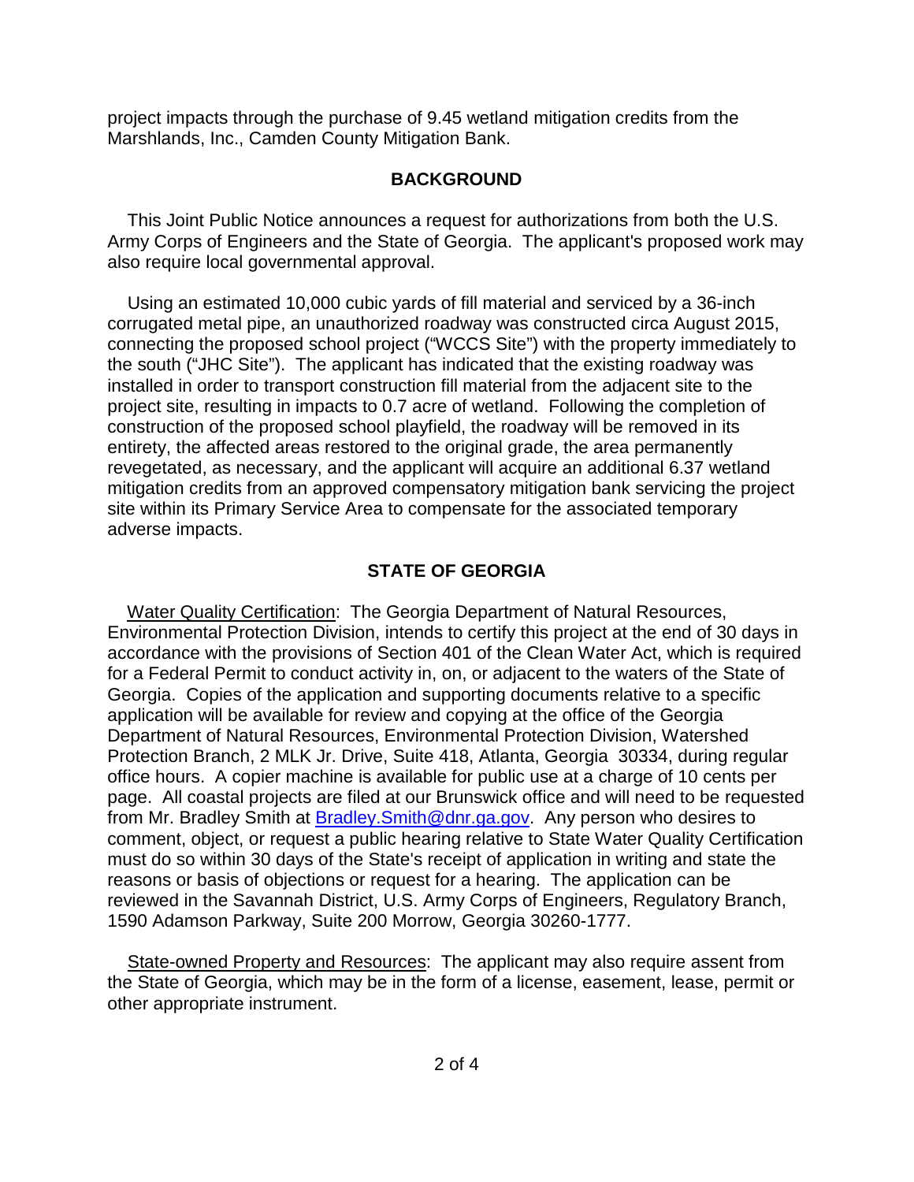project impacts through the purchase of 9.45 wetland mitigation credits from the Marshlands, Inc., Camden County Mitigation Bank.

## BACKGROUND

This Joint Public Notice announces a request for authorizations from both the U.S. Army Corps of Engineers and the State of Georgia. The applicant's proposed work may also require local governmental approval.

Using an estimated 10,000 cubic yards of fill material and serviced by a 36-inch corrugated metal pipe, an unauthorized roadway was constructed circa August 2015, connecting the proposed school project ("WCCS Site") with the property immediately to the south ("JHC Site"). The applicant has indicated that the existing roadway was installed in order to transport construction fill material from the adjacent site to the project site, resulting in impacts to 0.7 acre of wetland. Following the completion of construction of the proposed school playfield, the roadway will be removed in its entirety, the affected areas restored to the original grade, the area permanently revegetated, as necessary, and the applicant will acquire an additional 6.37 wetland mitigation credits from an approved compensatory mitigation bank servicing the project site within its Primary Service Area to compensate for the associated temporary adverse impacts.

## STATE OF GEORGIA

Water Quality Certification: The Georgia Department of Natural Resources, Environmental Protection Division, intends to certify this project at the end of 30 days in accordance with the provisions of Section 401 of the Clean Water Act, which is required for a Federal Permit to conduct activity in, on, or adjacent to the waters of the State of Georgia. Copies of the application and supporting documents relative to a specific application will be available for review and copying at the office of the Georgia Department of Natural Resources, Environmental Protection Division, Watershed Protection Branch, 2 MLK Jr. Drive, Suite 418, Atlanta, Georgia 30334, during regular office hours. A copier machine is available for public use at a charge of 10 cents per page. All coastal projects are filed at our Brunswick office and will need to be requested from Mr. Bradley Smith at Bradley.Smith@dnr.ga.gov. Any person who desires to comment, object, or request a public hearing relative to State Water Quality Certification must do so within 30 days of the State's receipt of application in writing and state the reasons or basis of objections or request for a hearing. The application can be reviewed in the Savannah District, U.S. Army Corps of Engineers, Regulatory Branch, 1590 Adamson Parkway, Suite 200 Morrow, Georgia 30260-1777.

State-owned Property and Resources: The applicant may also require assent from the State of Georgia, which may be in the form of a license, easement, lease, permit or other appropriate instrument.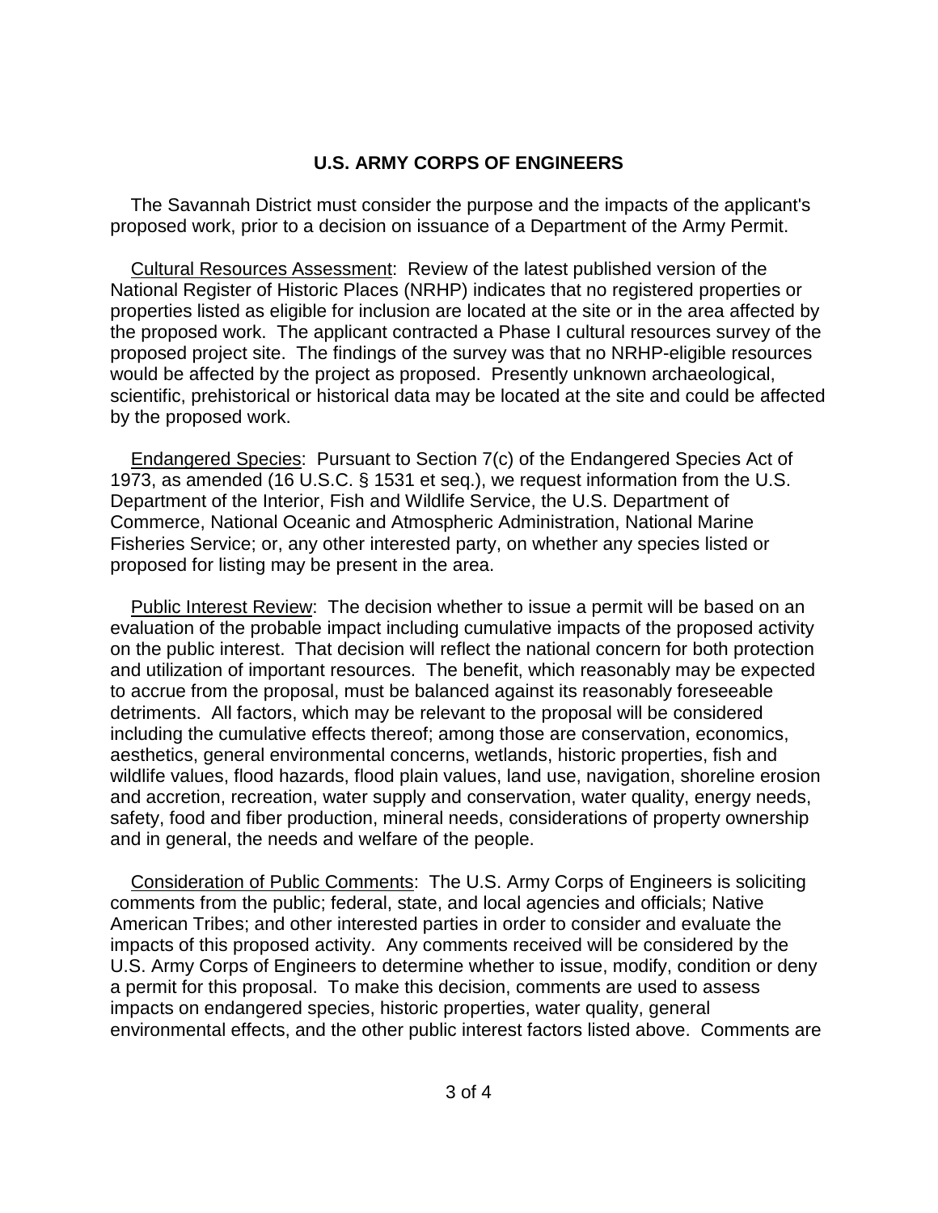**U.S. ARMY CORPS OF ENGINEERS**

The Savannah District must consider the purpose and the impacts of the applicant's proposed work, prior to a decision on issuance of a Department of the Army Permit.

Cultural Resources Assessment: Review of the latest published version of the National Register of Historic Places (NRHP) indicates that no registered properties or properties listed as eligible for inclusion are located at the site or in the area affected by the proposed work. The applicant contracted a Phase I cultural resources survey of the proposed project site. The findings of the survey was that no NRHP-eligible resources would be affected by the project as proposed. Presently unknown archaeological, scientific, prehistorical or historical data may be located at the site and could be affected by the proposed work.

Endangered Species: Pursuant to Section 7(c) of the Endangered Species Act of 1973, as amended (16 U.S.C. § 1531 et seq.), we request information from the U.S. Department of the Interior, Fish and Wildlife Service, the U.S. Department of Commerce, National Oceanic and Atmospheric Administration, National Marine Fisheries Service; or, any other interested party, on whether any species listed or proposed for listing may be present in the area.

Public Interest Review: The decision whether to issue a permit will be based on an evaluation of the probable impact including cumulative impacts of the proposed activity on the public interest. That decision will reflect the national concern for both protection and utilization of important resources. The benefit, which reasonably may be expected to accrue from the proposal, must be balanced against its reasonably foreseeable detriments. All factors, which may be relevant to the proposal will be considered including the cumulative effects thereof; among those are conservation, economics, aesthetics, general environmental concerns, wetlands, historic properties, fish and wildlife values, flood hazards, flood plain values, land use, navigation, shoreline erosion and accretion, recreation, water supply and conservation, water quality, energy needs, safety, food and fiber production, mineral needs, considerations of property ownership and in general, the needs and welfare of the people.

Consideration of Public Comments: The U.S. Army Corps of Engineers is soliciting comments from the public; federal, state, and local agencies and officials; Native American Tribes; and other interested parties in order to consider and evaluate the impacts of this proposed activity. Any comments received will be considered by the U.S. Army Corps of Engineers to determine whether to issue, modify, condition or deny a permit for this proposal. To make this decision, comments are used to assess impacts on endangered species, historic properties, water quality, general environmental effects, and the other public interest factors listed above. Comments are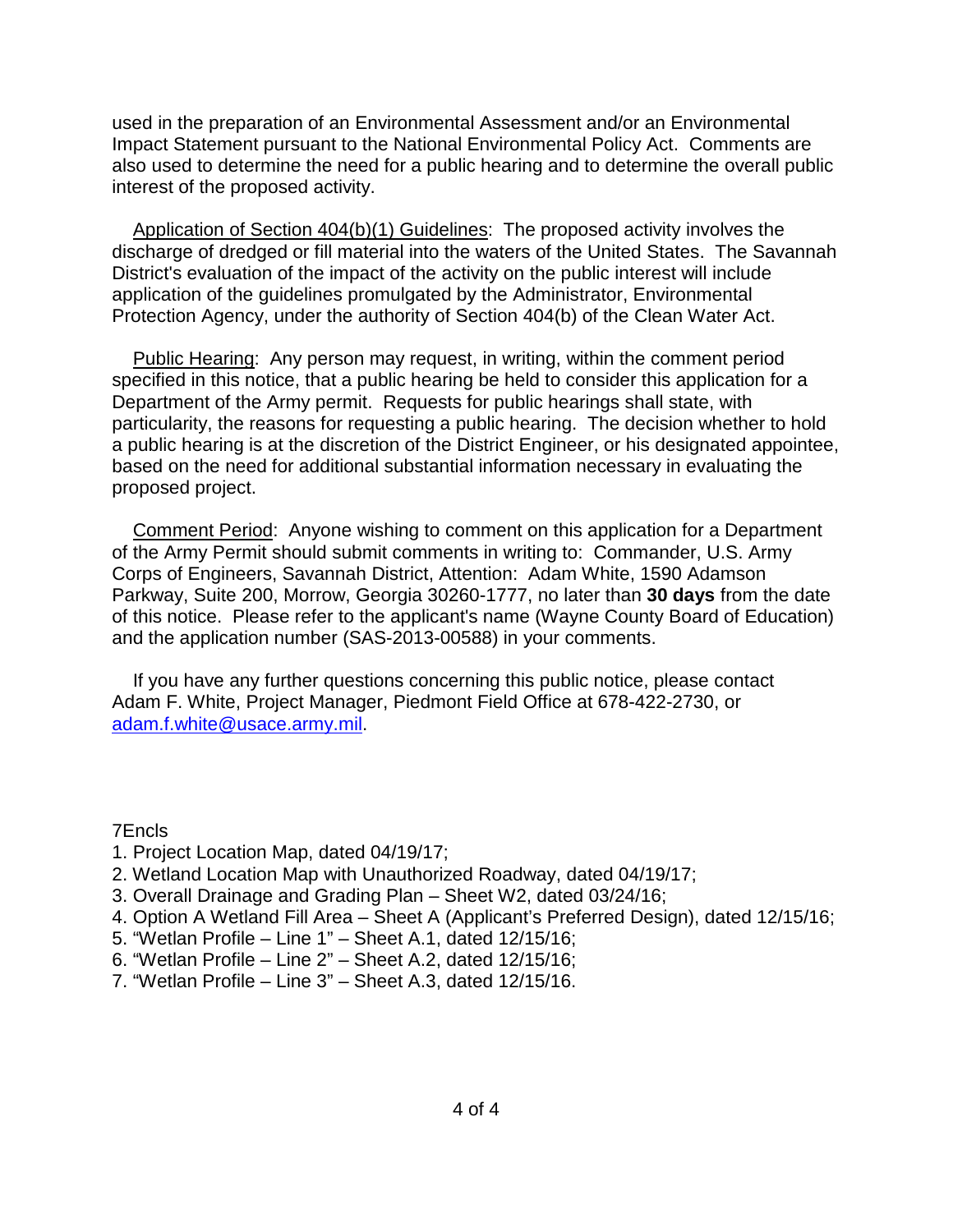used in the preparation of an Environmental Assessment and/or an Environmental Impact Statement pursuant to the National Environmental Policy Act. Comments are also used to determine the need for a public hearing and to determine the overall public interest of the proposed activity.

Application of Section 404(b)(1) Guidelines: The proposed activity involves the discharge of dredged or fill material into the waters of the United States. The Savannah District's evaluation of the impact of the activity on the public interest will include application of the guidelines promulgated by the Administrator, Environmental Protection Agency, under the authority of Section 404(b) of the Clean Water Act.

Public Hearing: Any person may request, in writing, within the comment period specified in this notice, that a public hearing be held to consider this application for a Department of the Army permit. Requests for public hearings shall state, with particularity, the reasons for requesting a public hearing. The decision whether to hold a public hearing is at the discretion of the District Engineer, or his designated appointee, based on the need for additional substantial information necessary in evaluating the proposed project.

Comment Period: Anyone wishing to comment on this application for a Department of the Army Permit should submit comments in writing to: Commander, U.S. Army Corps of Engineers, Savannah District, Attention: Adam White, 1590 Adamson Parkway, Suite 200, Morrow, Georgia 30260-1777, no later than **30 days** from the date of this notice. Please refer to the applicant's name (Wayne County Board of Education) and the application number (SAS-2013-00588) in your comments.

If you have any further questions concerning this public notice, please contact Adam F. White, Project Manager, Piedmont Field Office at 678-422-2730, or adam.f.white@usace.army.mil.

7Encls
1. Project Location Map, dated 04/19/17;
2. Wetland Location Map with Unauthorized Roadway, dated 04/19/17;
3. Overall Drainage and Grading Plan – Sheet W2, dated 03/24/16;
4. Option A Wetland Fill Area – Sheet A (Applicant's Preferred Design), dated 12/15/16;
5. "Wetlan Profile – Line 1" – Sheet A.1, dated 12/15/16;
6. "Wetlan Profile – Line 2" – Sheet A.2, dated 12/15/16;
7. "Wetlan Profile – Line 3" – Sheet A.3, dated 12/15/16.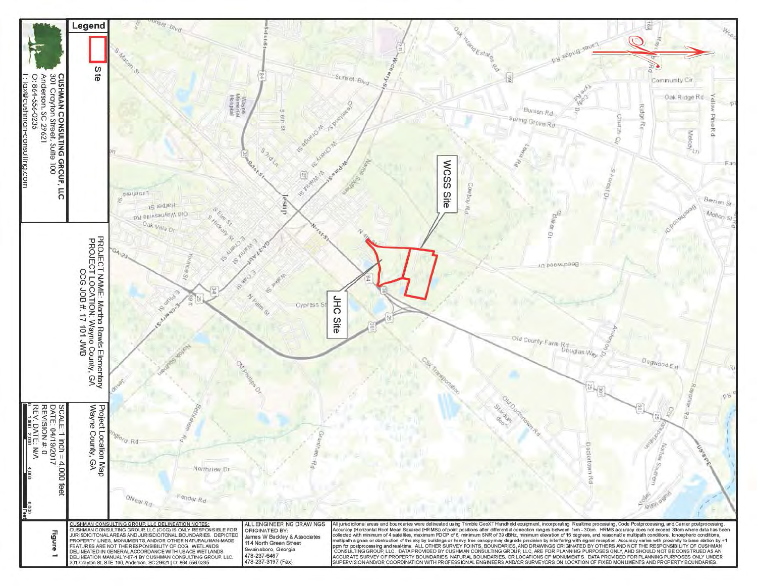## Legend

Site

**CUSHMAN CONSULTING GROUP, LLC**
301 Crayton Street, Suite 100
Anderson, SC 29621
O: 864-556-0235
F: fax@cushman-consulting.com

PROJECT NAME: Martha Rawls Elementary
PROJECT LOCATION: Wayne County, GA
CCG JOB #: 17-101-JWB

Project Location Map
Wayne County, GA

SCALE: 1 inch = 4,000 feet
DATE: 04/19/2017
REVISION #: 0
REV. DATE: N/A

0 1,000 2,000 4,000 6,000 Feet

WCSS Site

JHC Site

**Figure 1**

CUSHMAN CONSULTING GROUP, LLC DELINEATION NOTES:
CUSHMAN CONSULTING GROUP, LLC (CCG) IS ONLY RESPONSIBLE FOR JURISDICITONAL AREAS AND JURISDICITONAL BOUNDARIES. DEPICTED PROPERTY LINES, MONUMENTS, AND/OR OTHER NATURAL/MAN-MADE FEATURES ARE NOT THE RESPONSIBILITY OF CCG. WETLANDS DELINEATED IN GENERAL ACCORDANCE WITH USACE WETLANDS DELINEATION MANUAL Y-87-1 BY CUSHMAN CONSULTING GROUP, LLC, 301 Crayton St, STE 100, Anderson, SC 29621 | O: 864.556.0235

ALL ENGINEERING DRAWINGS ORIGINATED BY:
James W Buckley & Associates
114 North Green Street
Swainsboro, Georgia
478-237-6467
478-237-3197 (Fax)

All jurisdictional areas and boundaries were delineated using Trimble GeoXT Handheld equipment, incorporating Realtime processing, Code Postprocessing, and Carrier postprocessing. Accuracy (Horizontal Root Mean Squared (HRMS)) of point positions after differential correction ranges between 1cm - 30cm. HRMS accuracy does not exceed 30cm where data has been collected with minimum of 4 satellites, maximum PDOP of 6, minimum SNR of 39 dBHz, minimum elevation of 15 degrees, and reasonable multipath conditions. Ionospheric conditions, multipath signals or obstruction of the sky by buildings or heavy tree canopy may degrade precision by interfering with signal reception. Accuracy varies with proximity to base station by +1 ppm for postprocessing and realtime. ALL OTHER SURVEY POINTS, BOUNDARIES, AND DRAWINGS ORIGINATED BY OTHERS AND NOT THE RESPONSIBILITY OF CUSHMAN CONSULTING GROUP, LLC. DATA PROVIDED BY CUSHMAN CONSULTING GROUP, LLC, ARE FOR PLANNING PURPOSES ONLY, AND SHOULD NOT BE CONSTRUED AS AN ACCURATE SURVEY OF PROPERTY BOUNDARIES, NATURAL BOUNDARIES, OR LOCATIONS OF MONUMENTS. DATA PROVIDED FOR PLANNING PURPOSES ONLY UNDER SUPERVISION AND/OR COORDINATION WITH PROFESSIONAL ENGINEERS AND/OR SURVEYORS ON LOCATION OF FIXED MONUMENTS AND PROPERTY BOUNDARIES.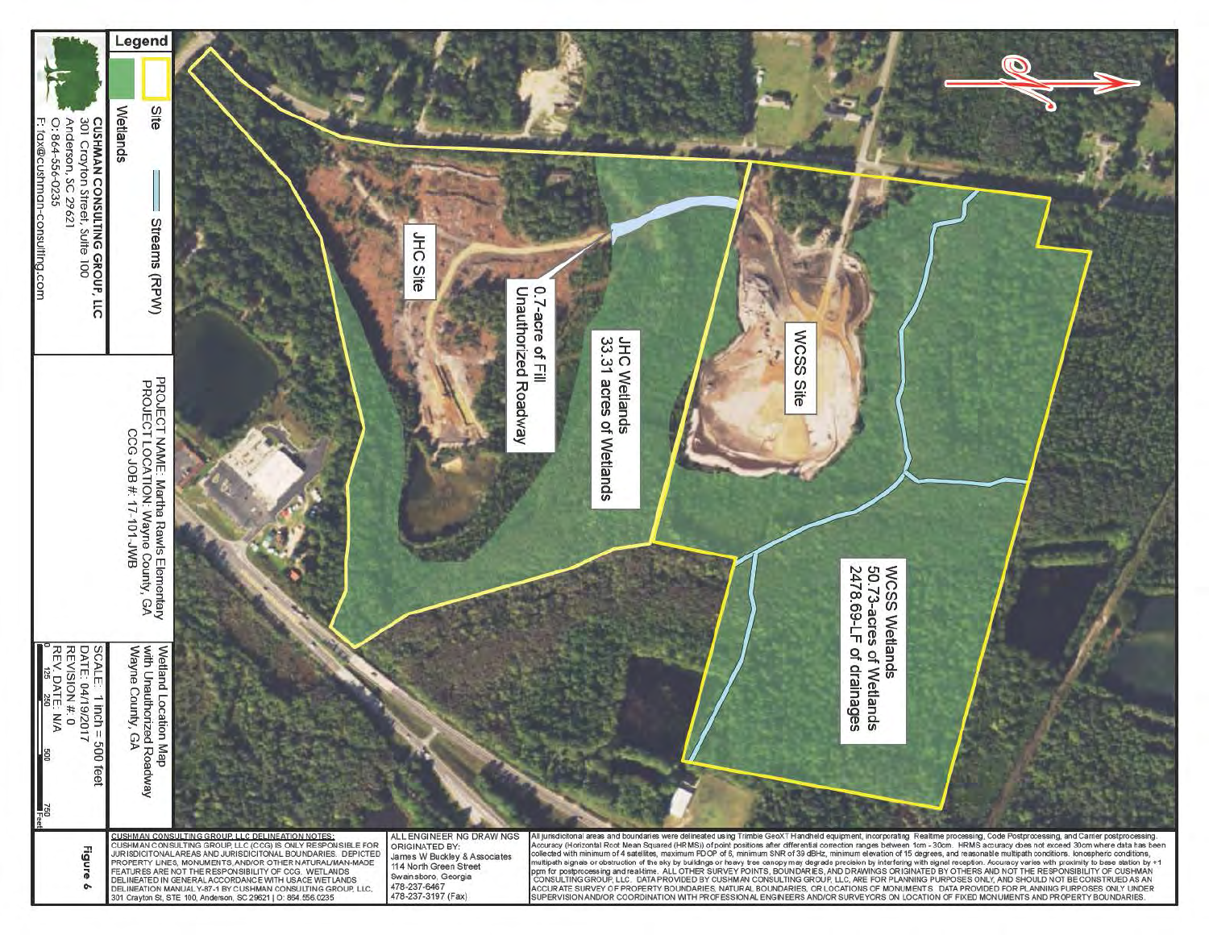## Legend

- Site
- Streams (RPW)
- Wetlands

**CUSHMAN CONSULTING GROUP, LLC**
301 Crayton Street, Suite 100
Anderson, SC 29621
O: 864-556-0235
F: fax@cushman-consulting.com

JHC Site

0.7-acre of Fill
Unauthorized Roadway

JHC Wetlands
33.31 acres of Wetlands

WCSS Site

WCSS Wetlands
50.73-acres of Wetlands
2478.69-LF of drainages

PROJECT NAME: Martha Rawls Elementary
PROJECT LOCATION: Wayne County, GA
CCG JOB #: 17-101-JWB

Wetland Location Map
with Unauthorized Roadway
Wayne County, GA

SCALE: 1 inch = 500 feet
DATE: 04/19/2017
REVISION #: 0
REV. DATE: N/A

0 125 250 500 750 Feet

**Figure 6**

CUSHMAN CONSULTING GROUP, LLC DELINEATION NOTES:
CUSHMAN CONSULTING GROUP, LLC (CCG) IS ONLY RESPONSIBLE FOR JURISDICITONAL AREAS AND JURISDICITONAL BOUNDARIES. DEPICTED PROPERTY LINES, MONUMENTS, AND/OR OTHER NATURAL/MAN-MADE FEATURES ARE NOT THE RESPONSIBILITY OF CCG. WETLANDS DELINEATED IN GENERAL ACCORDANCE WITH USACE WETLANDS DELINEATION MANUAL Y-87-1 BY CUSHMAN CONSULTING GROUP, LLC, 301 Crayton St, STE 100, Anderson, SC 29621 | O: 864.556.0235

ALL ENGINEERING DRAWINGS ORIGINATED BY:
James W Buckley & Associates
114 North Green Street
Swainsboro, Georgia
478-237-6467
478-237-3197 (Fax)

All jurisdictional areas and boundaries were delineated using Trimble GeoXT Handheld equipment, incorporating Realtime processing, Code Postprocessing, and Carrier postprocessing. Accuracy (Horizontal Root Mean Squared (HRMS)) of point positions after differential correction ranges between 1cm - 30cm. HRMS accuracy does not exceed 30cm where data has been collected with minimum of 4 satellites, maximum PDOP of 6, minimum SNR of 39 dBHz, minimum elevation of 15 degrees, and reasonable multipath conditions. Ionospheric conditions, multipath signals or obstruction of the sky by buildings or heavy tree canopy may degrade precision by interfering with signal reception. Accuracy varies with proximity to base station by +1 ppm for postprocessing and realtime. ALL OTHER SURVEY POINTS, BOUNDARIES, AND DRAWINGS ORIGINATED BY OTHERS AND NOT THE RESPONSIBILITY OF CUSHMAN CONSULTING GROUP, LLC. DATA PROVIDED BY CUSHMAN CONSULTING GROUP, LLC, ARE FOR PLANNING PURPOSES ONLY, AND SHOULD NOT BE CONSTRUED AS AN ACCURATE SURVEY OF PROPERTY BOUNDARIES, NATURAL BOUNDARIES, OR LOCATIONS OF MONUMENTS. DATA PROVIDED FOR PLANNING PURPOSES ONLY UNDER SUPERVISION AND/OR COORDINATION WITH PROFESSIONAL ENGINEERS AND/OR SURVEYORS ON LOCATION OF FIXED MONUMENTS AND PROPERTY BOUNDARIES.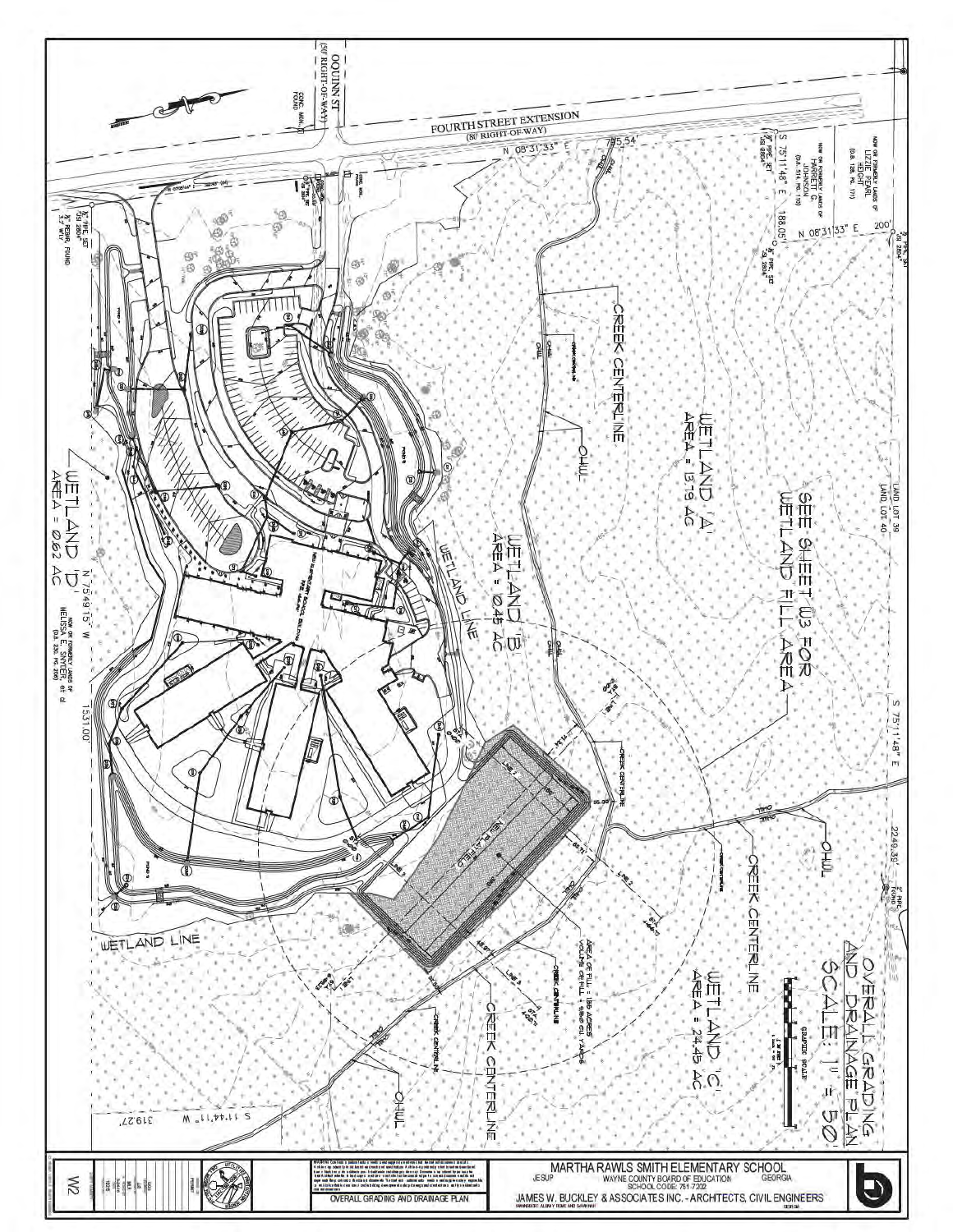# OVERALL GRADING AND DRAINAGE PLAN

SCALE: 1" = 50'

GRAPHIC SCALE

FOURTH STREET EXTENSION
(80' RIGHT-OF-WAY)

OQUINN ST
(50' RIGHT-OF-WAY)

N 08°31'33" E 785.54'

S 75°11'48" E 188.05'

N 08°31'33" E 200'

S 75°11'48" E 2249.39'

S 11°44'11" W 319.27'

N 75°49'15" W 1531.00'

NOW OR FORMERLY LANDS OF LIZZIE PEARL HEIGHT (D.B. 128, PG. 171)

NOW OR FORMERLY LANDS OF HARRIET G. JOHNSON (D.B. 314, PG. 110)

NOW OR FORMERLY LANDS OF MELISSA E. SNYDER, et al (D.B. 230, PG. 206)

LAND LOT 39
LAND LOT 40

WETLAND 'A'
AREA = 13.79 AC

SEE SHEET W3 FOR WETLAND FILL AREA

WETLAND 'B'
AREA = 0.45 AC

WETLAND 'C'
AREA = 24.45 AC

WETLAND 'D'
AREA = 0.62 AC

WETLAND LINE

CREEK CENTERLINE

OHWL

NEW PLAYFIELD

AREA OF FILL = 1.86 ACRES
VOLUME OF FILL = 6,860 CU. YARDS

NEW ELEMENTARY SCHOOL BUILDING

MARTHA RAWLS SMITH ELEMENTARY SCHOOL
JESUP — WAYNE COUNTY BOARD OF EDUCATION — GEORGIA
SCHOOL CODE: 751-7202

JAMES W. BUCKLEY & ASSOCIATES INC. - ARCHITECTS, CIVIL ENGINEERS

OVERALL GRADING AND DRAINAGE PLAN

W2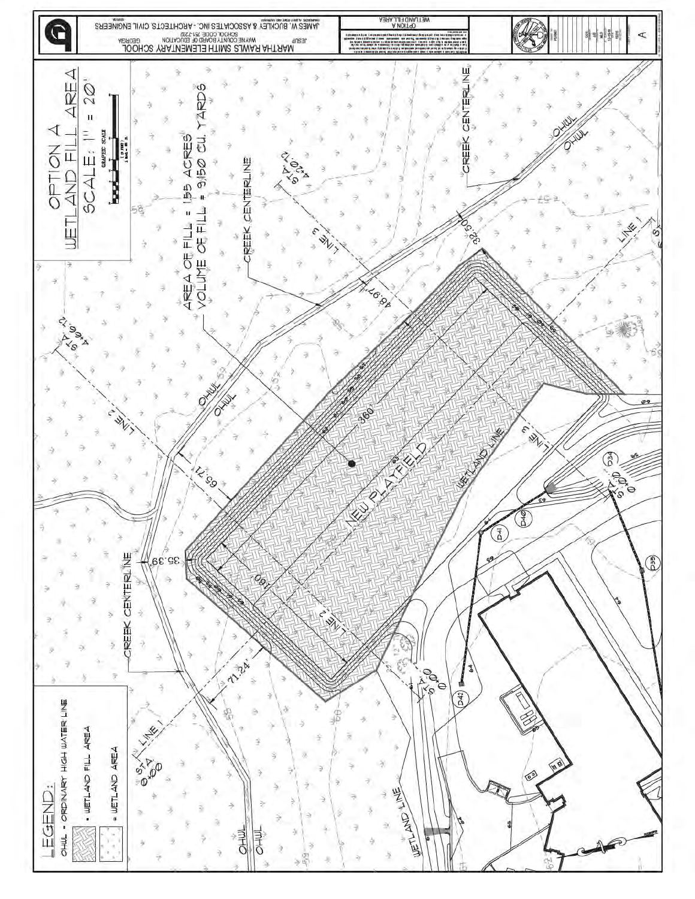# OPTION A
## WETLAND FILL AREA
## SCALE: 1" = 20'

GRAPHIC SCALE

( IN FEET )
1 inch = 20 ft.

AREA OF FILL = .155 ACRES
VOLUME OF FILL = 9,150 CU. YARDS

## LEGEND:

OHWL - ORDINARY HIGH WATER LINE

- WETLAND FILL AREA
- WETLAND AREA

NEW PLAYFIELD

CREEK CENTERLINE

WETLAND LINE

LINE 1
LINE 2
LINE 3

STA. 0+00
STA. 4+66.12
STA. 4+20.12

360'
160'
71.24'
65.71'
35.39'
48.97'
32.50'

D34 D35 D40 D41 D42

MARTHA RAWLS SMITH ELEMENTARY SCHOOL

JESUP GEORGIA

WAYNE COUNTY BOARD OF EDUCATION

SCHOOL CODE 751-7202

JAMES W. BUCKLEY & ASSOCIATES INC. - ARCHITECTS, CIVIL ENGINEERS

WETLAND FILL AREA

OPTION A

A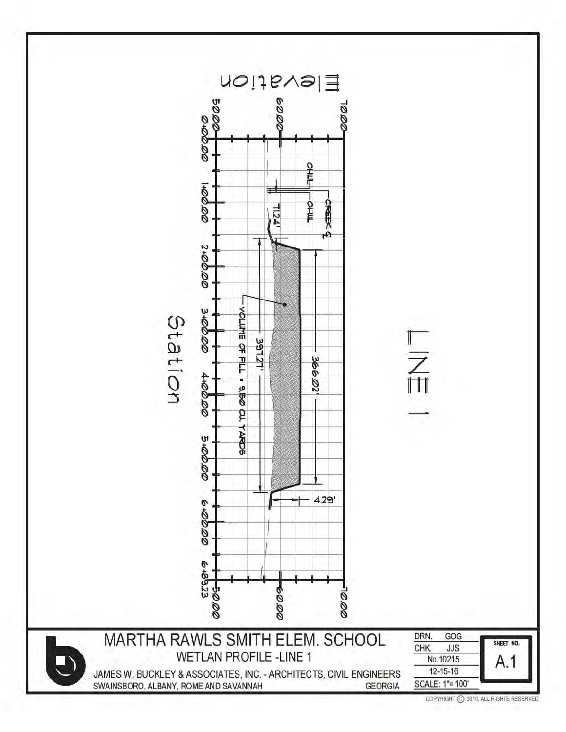# LINE 1

Elevation

5000 — 6000 — 7000

Station

0+00.00 | 1+00.00 | 2+00.00 | 3+00.00 | 4+00.00 | 5+00.00 | 6+00.00 | 6+89.23

OHWL

OHWL

CREEK ℄

7.124'

397.27'

366.02'

VOLUME OF FILL = 9,150 CU. YARDS

4.29'

50.00 — 60.00 — 70.00

## MARTHA RAWLS SMITH ELEM. SCHOOL

### WETLAN PROFILE -LINE 1

JAMES W. BUCKLEY & ASSOCIATES, INC. - ARCHITECTS, CIVIL ENGINEERS

SWAINSBORO, ALBANY, ROME AND SAVANNAH GEORGIA

| | |
|---|---|
| DRN. | GOG |
| CHK. | JJS |
| No.10215 | |
| 12-15-16 | |
| SCALE: 1"= 100' | |

SHEET NO. A.1

COPYRIGHT © 2010, ALL RIGHTS RESERVED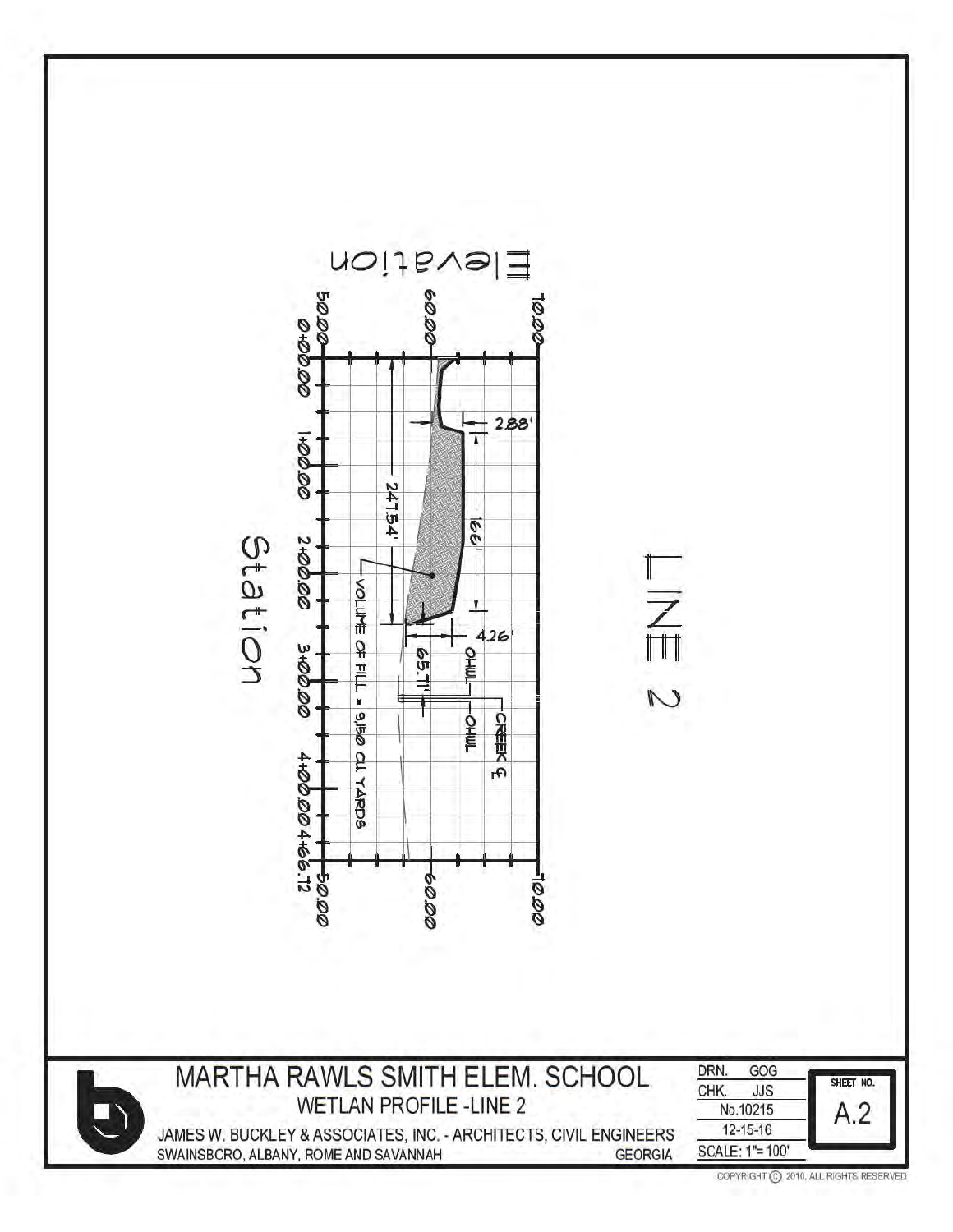# LINE 2

Elevation

Station

| Station | 0+00.00 | 1+00.00 | 2+00.00 | 3+00.00 | 4+00.00 | 4+66.72 |
|---|---|---|---|---|---|---|

Elevation: 50.00, 60.00, 70.00

2.88'

247.54'

166'

4.26'

65.71'

VOLUME OF FILL = 9,150 CU. YARDS

OHWL

CREEK ℄

OHWL

## MARTHA RAWLS SMITH ELEM. SCHOOL

### WETLAN PROFILE -LINE 2

JAMES W. BUCKLEY & ASSOCIATES, INC. - ARCHITECTS, CIVIL ENGINEERS
SWAINSBORO, ALBANY, ROME AND SAVANNAH GEORGIA

DRN. GOG
CHK. JJS
No.10215
12-15-16
SCALE: 1"= 100'

SHEET NO. A.2

COPYRIGHT © 2010. ALL RIGHTS RESERVED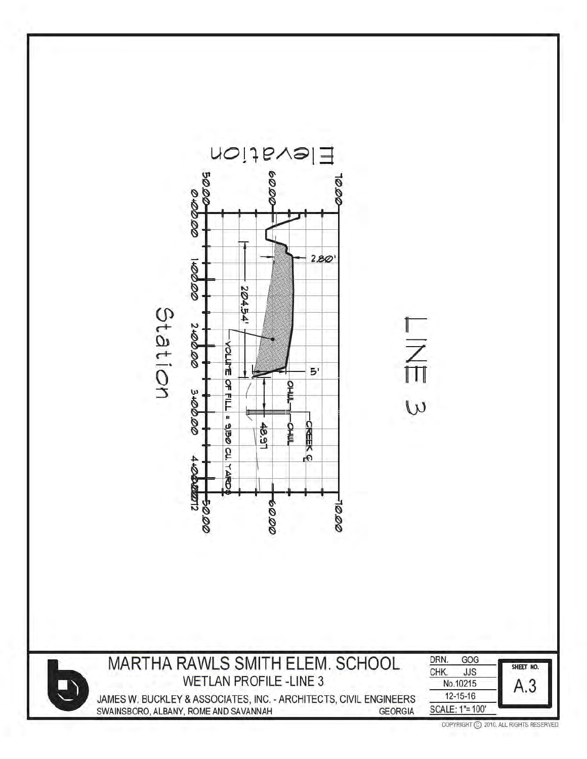# LINE 3

Elevation

Station

70.00

60.00

50.00

0+00.00

1+00.00

2+00.00

3+00.00

4+00.00

4+20.72

2.80'

204.54'

5'

48.97

OHWL

OHWL

CREEK ℄

VOLUME OF FILL = 3150 CU. YARDS

## MARTHA RAWLS SMITH ELEM. SCHOOL

WETLAN PROFILE -LINE 3

JAMES W. BUCKLEY & ASSOCIATES, INC. - ARCHITECTS, CIVIL ENGINEERS

SWAINSBORO, ALBANY, ROME AND SAVANNAH GEORGIA

DRN. GOG

CHK. JJS

No.10215

12-15-16

SCALE: 1"= 100'

SHEET NO.

A.3

COPYRIGHT © 2010, ALL RIGHTS RESERVED